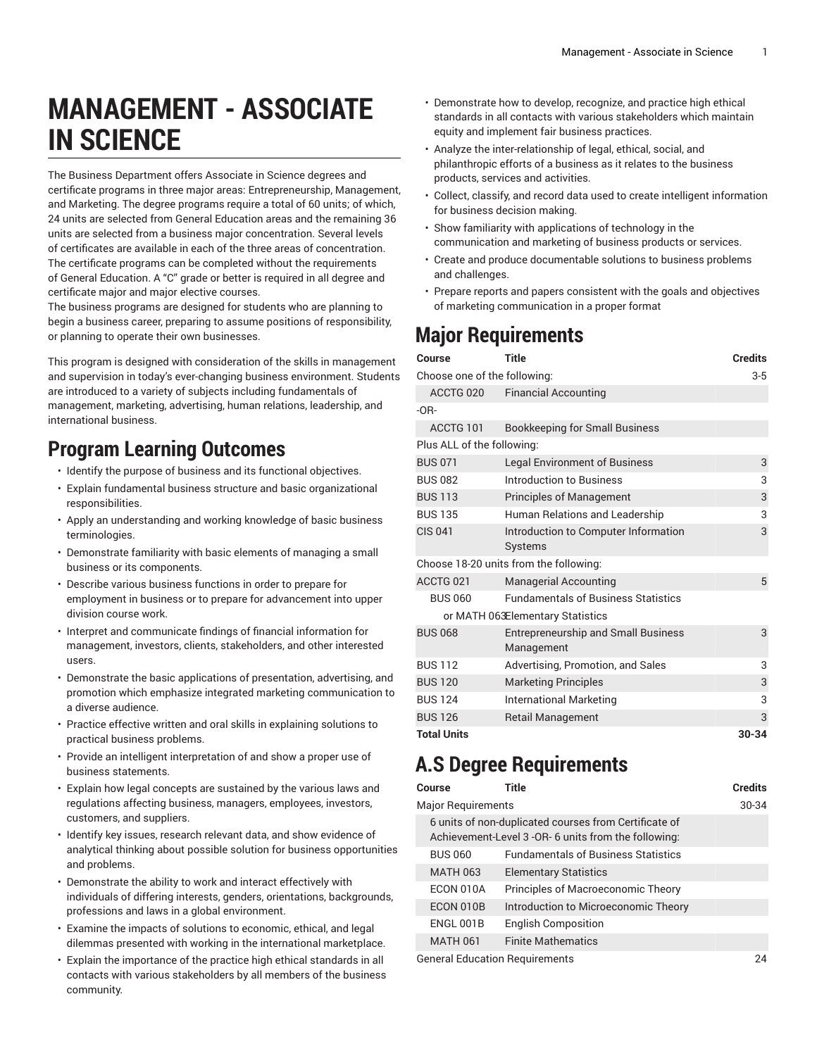# MANAGEMENT - ASSOCIATE IN SCIENCE

The Business Department offers Associate in Science degrees and certificate programs in three major areas: Entrepreneurship, Management, and Marketing. The degree programs require a total of 60 units; of which, 24 units are selected from General Education areas and the remaining 36 units are selected from a business major concentration. Several levels of certificates are available in each of the three areas of concentration. The certificate programs can be completed without the requirements of General Education. A "C" grade or better is required in all degree and certificate major and major elective courses.
The business programs are designed for students who are planning to begin a business career, preparing to assume positions of responsibility, or planning to operate their own businesses.

This program is designed with consideration of the skills in management and supervision in today's ever-changing business environment. Students are introduced to a variety of subjects including fundamentals of management, marketing, advertising, human relations, leadership, and international business.

## Program Learning Outcomes

- Identify the purpose of business and its functional objectives.
- Explain fundamental business structure and basic organizational responsibilities.
- Apply an understanding and working knowledge of basic business terminologies.
- Demonstrate familiarity with basic elements of managing a small business or its components.
- Describe various business functions in order to prepare for employment in business or to prepare for advancement into upper division course work.
- Interpret and communicate findings of financial information for management, investors, clients, stakeholders, and other interested users.
- Demonstrate the basic applications of presentation, advertising, and promotion which emphasize integrated marketing communication to a diverse audience.
- Practice effective written and oral skills in explaining solutions to practical business problems.
- Provide an intelligent interpretation of and show a proper use of business statements.
- Explain how legal concepts are sustained by the various laws and regulations affecting business, managers, employees, investors, customers, and suppliers.
- Identify key issues, research relevant data, and show evidence of analytical thinking about possible solution for business opportunities and problems.
- Demonstrate the ability to work and interact effectively with individuals of differing interests, genders, orientations, backgrounds, professions and laws in a global environment.
- Examine the impacts of solutions to economic, ethical, and legal dilemmas presented with working in the international marketplace.
- Explain the importance of the practice high ethical standards in all contacts with various stakeholders by all members of the business community.
- Demonstrate how to develop, recognize, and practice high ethical standards in all contacts with various stakeholders which maintain equity and implement fair business practices.
- Analyze the inter-relationship of legal, ethical, social, and philanthropic efforts of a business as it relates to the business products, services and activities.
- Collect, classify, and record data used to create intelligent information for business decision making.
- Show familiarity with applications of technology in the communication and marketing of business products or services.
- Create and produce documentable solutions to business problems and challenges.
- Prepare reports and papers consistent with the goals and objectives of marketing communication in a proper format

## Major Requirements

| Course | Title | Credits |
|---|---|---|
| Choose one of the following: | | 3-5 |
| ACCTG 020 | Financial Accounting | |
| -OR- | | |
| ACCTG 101 | Bookkeeping for Small Business | |
| Plus ALL of the following: | | |
| BUS 071 | Legal Environment of Business | 3 |
| BUS 082 | Introduction to Business | 3 |
| BUS 113 | Principles of Management | 3 |
| BUS 135 | Human Relations and Leadership | 3 |
| CIS 041 | Introduction to Computer Information Systems | 3 |
| Choose 18-20 units from the following: | | |
| ACCTG 021 | Managerial Accounting | 5 |
| BUS 060 | Fundamentals of Business Statistics | |
| or MATH 063 | Elementary Statistics | |
| BUS 068 | Entrepreneurship and Small Business Management | 3 |
| BUS 112 | Advertising, Promotion, and Sales | 3 |
| BUS 120 | Marketing Principles | 3 |
| BUS 124 | International Marketing | 3 |
| BUS 126 | Retail Management | 3 |
| **Total Units** | | **30-34** |

## A.S Degree Requirements

| Course | Title | Credits |
|---|---|---|
| Major Requirements | | 30-34 |
| 6 units of non-duplicated courses from Certificate of Achievement-Level 3 -OR- 6 units from the following: | | |
| BUS 060 | Fundamentals of Business Statistics | |
| MATH 063 | Elementary Statistics | |
| ECON 010A | Principles of Macroeconomic Theory | |
| ECON 010B | Introduction to Microeconomic Theory | |
| ENGL 001B | English Composition | |
| MATH 061 | Finite Mathematics | |
| General Education Requirements | | 24 |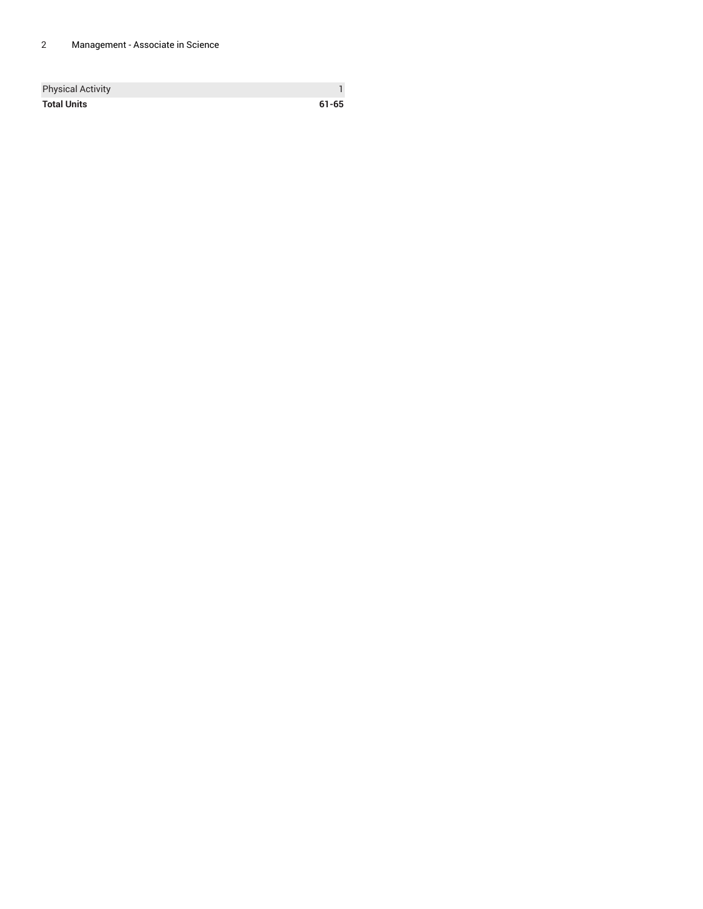| | |
|---|---|
| Physical Activity | 1 |
| **Total Units** | **61-65** |